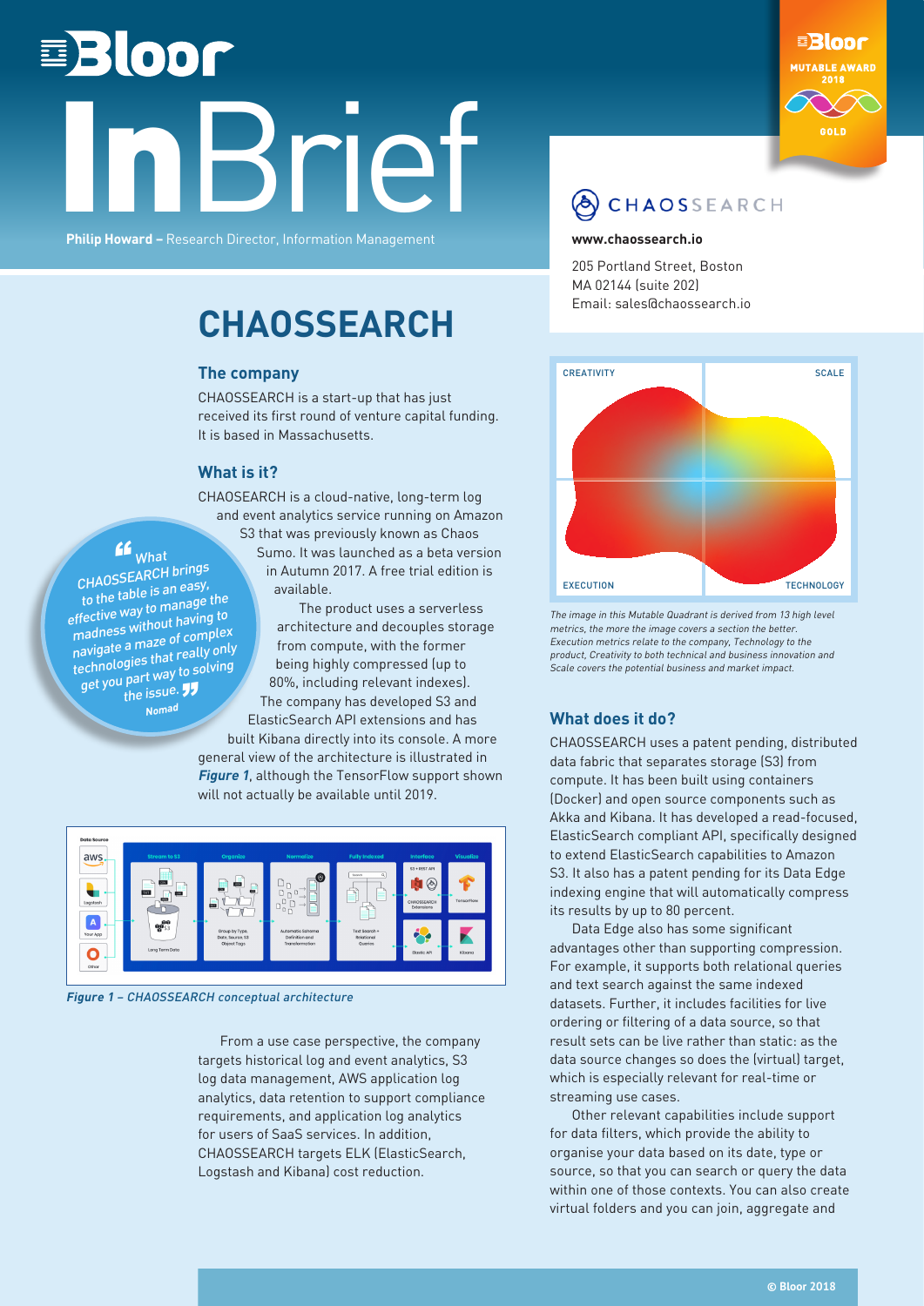# Bloor InBrief

**Philip Howard** – Research Director, Information Management

# CHAOSSEARCH

## The company

CHAOSSEARCH is a start-up that has just received its first round of venture capital funding. It is based in Massachusetts.

## What is it?

CHAOSEARCH is a cloud-native, long-term log and event analytics service running on Amazon S3 that was previously known as Chaos Sumo. It was launched as a beta version in Autumn 2017. A free trial edition is available.

The product uses a serverless architecture and decouples storage from compute, with the former being highly compressed (up to 80%, including relevant indexes). The company has developed S3 and ElasticSearch API extensions and has built Kibana directly into its console. A more general view of the architecture is illustrated in *Figure 1*, although the TensorFlow support shown will not actually be available until 2019.

> "What CHAOSSEARCH brings to the table is an easy, effective way to manage the madness without having to navigate a maze of complex technologies that really only get you part way to solving the issue."
>
> Nomad

*Figure 1 – CHAOSSEARCH conceptual architecture*

From a use case perspective, the company targets historical log and event analytics, S3 log data management, AWS application log analytics, data retention to support compliance requirements, and application log analytics for users of SaaS services. In addition, CHAOSSEARCH targets ELK (ElasticSearch, Logstash and Kibana) cost reduction.

**CHAOSSEARCH**

**www.chaossearch.io**

205 Portland Street, Boston
MA 02144 (suite 202)
Email: sales@chaossearch.io

Bloor Mutable Award 2018 – Gold

*The image in this Mutable Quadrant is derived from 13 high level metrics, the more the image covers a section the better. Execution metrics relate to the company, Technology to the product, Creativity to both technical and business innovation and Scale covers the potential business and market impact.*

## What does it do?

CHAOSSEARCH uses a patent pending, distributed data fabric that separates storage (S3) from compute. It has been built using containers (Docker) and open source components such as Akka and Kibana. It has developed a read-focused, ElasticSearch compliant API, specifically designed to extend ElasticSearch capabilities to Amazon S3. It also has a patent pending for its Data Edge indexing engine that will automatically compress its results by up to 80 percent.

Data Edge also has some significant advantages other than supporting compression. For example, it supports both relational queries and text search against the same indexed datasets. Further, it includes facilities for live ordering or filtering of a data source, so that result sets can be live rather than static: as the data source changes so does the (virtual) target, which is especially relevant for real-time or streaming use cases.

Other relevant capabilities include support for data filters, which provide the ability to organise your data based on its date, type or source, so that you can search or query the data within one of those contexts. You can also create virtual folders and you can join, aggregate and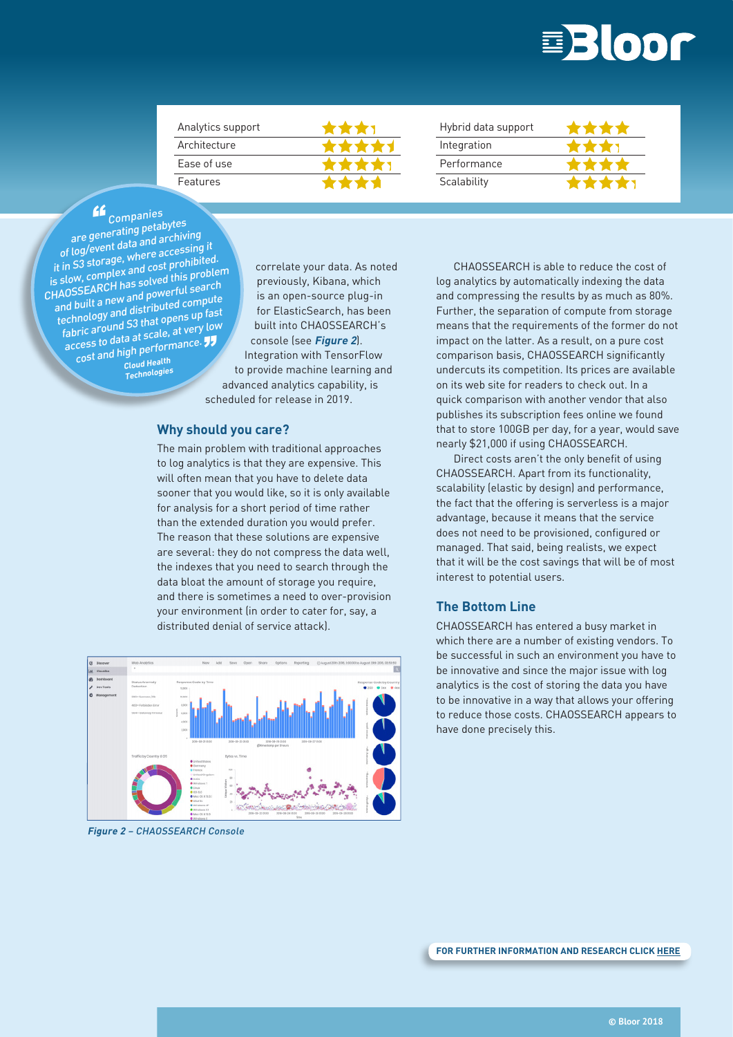| | | | |
|---|---|---|---|
| Analytics support | ★★★½ | Hybrid data support | ★★★★ |
| Architecture | ★★★★½ | Integration | ★★★½ |
| Ease of use | ★★★★½ | Performance | ★★★★ |
| Features | ★★★½ | Scalability | ★★★★½ |

> "Companies are generating petabytes of log/event data and archiving it in S3 storage, where accessing it is slow, complex and cost prohibited. CHAOSSEARCH has solved this problem and built a new and powerful search technology and distributed compute fabric around S3 that opens up fast access to data at scale, at very low cost and high performance."
>
> Cloud Health Technologies

correlate your data. As noted previously, Kibana, which is an open-source plug-in for ElasticSearch, has been built into CHAOSSEARCH's console (see ***Figure 2***). Integration with TensorFlow to provide machine learning and advanced analytics capability, is scheduled for release in 2019.

## Why should you care?

The main problem with traditional approaches to log analytics is that they are expensive. This will often mean that you have to delete data sooner that you would like, so it is only available for analysis for a short period of time rather than the extended duration you would prefer. The reason that these solutions are expensive are several: they do not compress the data well, the indexes that you need to search through the data bloat the amount of storage you require, and there is sometimes a need to over-provision your environment (in order to cater for, say, a distributed denial of service attack).

*Figure 2 – CHAOSSEARCH Console*

CHAOSSEARCH is able to reduce the cost of log analytics by automatically indexing the data and compressing the results by as much as 80%. Further, the separation of compute from storage means that the requirements of the former do not impact on the latter. As a result, on a pure cost comparison basis, CHAOSSEARCH significantly undercuts its competition. Its prices are available on its web site for readers to check out. In a quick comparison with another vendor that also publishes its subscription fees online we found that to store 100GB per day, for a year, would save nearly $21,000 if using CHAOSSEARCH.

Direct costs aren't the only benefit of using CHAOSSEARCH. Apart from its functionality, scalability (elastic by design) and performance, the fact that the offering is serverless is a major advantage, because it means that the service does not need to be provisioned, configured or managed. That said, being realists, we expect that it will be the cost savings that will be of most interest to potential users.

## The Bottom Line

CHAOSSEARCH has entered a busy market in which there are a number of existing vendors. To be successful in such an environment you have to be innovative and since the major issue with log analytics is the cost of storing the data you have to be innovative in a way that allows your offering to reduce those costs. CHAOSSEARCH appears to have done precisely this.

FOR FURTHER INFORMATION AND RESEARCH CLICK HERE

© Bloor 2018